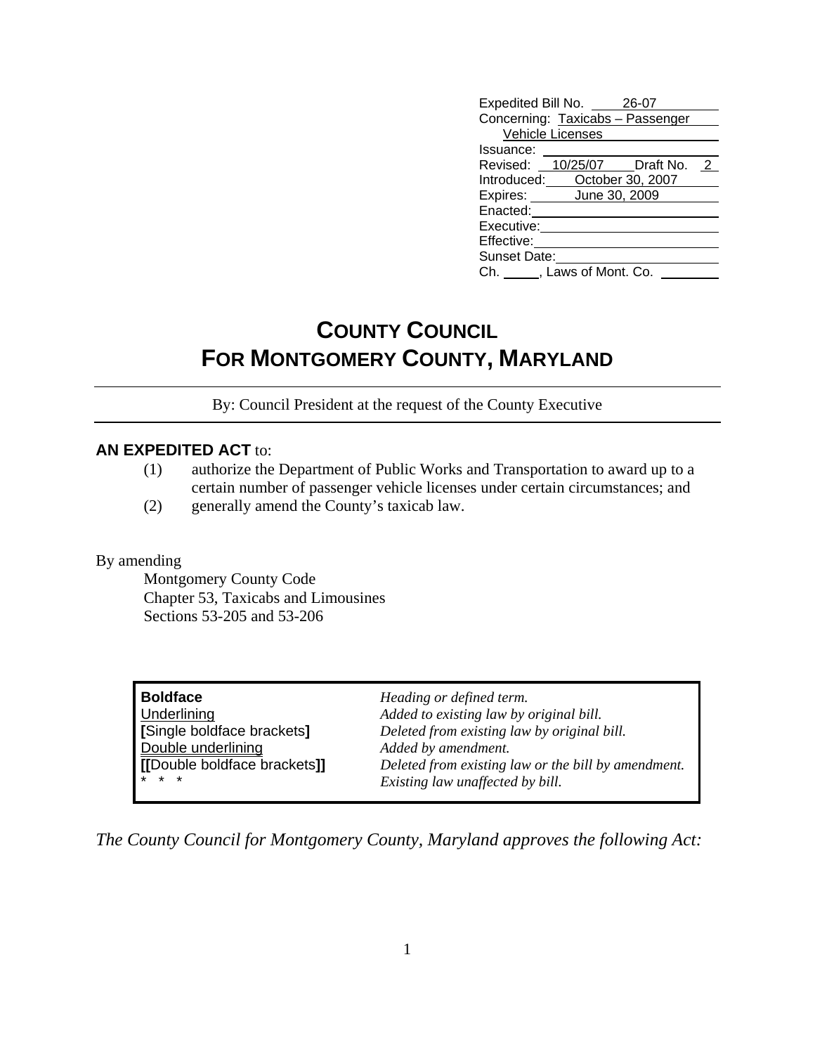| | |
|---|---|
| Expedited Bill No. | 26-07 |
| Concerning: | Taxicabs – Passenger Vehicle Licenses |
| Issuance: | |
| Revised: | 10/25/07 Draft No. 2 |
| Introduced: | October 30, 2007 |
| Expires: | June 30, 2009 |
| Enacted: | |
| Executive: | |
| Effective: | |
| Sunset Date: | |
| Ch. ____, Laws of Mont. Co. | |

# COUNTY COUNCIL
# FOR MONTGOMERY COUNTY, MARYLAND

By: Council President at the request of the County Executive

**AN EXPEDITED ACT** to:

(1) authorize the Department of Public Works and Transportation to award up to a certain number of passenger vehicle licenses under certain circumstances; and

(2) generally amend the County's taxicab law.

By amending

Montgomery County Code
Chapter 53, Taxicabs and Limousines
Sections 53-205 and 53-206

| | |
|---|---|
| **Boldface** | *Heading or defined term.* |
| Underlining | *Added to existing law by original bill.* |
| **[**Single boldface brackets**]** | *Deleted from existing law by original bill.* |
| Double underlining | *Added by amendment.* |
| **[[**Double boldface brackets**]]** | *Deleted from existing law or the bill by amendment.* |
| \* \* \* | *Existing law unaffected by bill.* |

*The County Council for Montgomery County, Maryland approves the following Act:*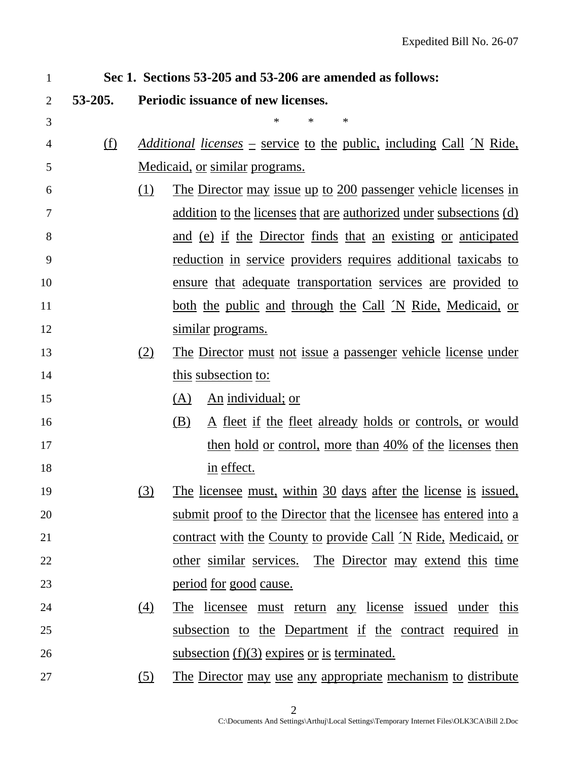**Sec 1. Sections 53-205 and 53-206 are amended as follows:**

**53-205. Periodic issuance of new licenses.**

\* \* \*

(f) *Additional licenses* – service to the public, including Call ´N Ride, Medicaid, or similar programs.

(1) The Director may issue up to 200 passenger vehicle licenses in addition to the licenses that are authorized under subsections (d) and (e) if the Director finds that an existing or anticipated reduction in service providers requires additional taxicabs to ensure that adequate transportation services are provided to both the public and through the Call ´N Ride, Medicaid, or similar programs.

(2) The Director must not issue a passenger vehicle license under this subsection to:

(A) An individual; or

(B) A fleet if the fleet already holds or controls, or would then hold or control, more than 40% of the licenses then in effect.

(3) The licensee must, within 30 days after the license is issued, submit proof to the Director that the licensee has entered into a contract with the County to provide Call ´N Ride, Medicaid, or other similar services. The Director may extend this time period for good cause.

(4) The licensee must return any license issued under this subsection to the Department if the contract required in subsection (f)(3) expires or is terminated.

(5) The Director may use any appropriate mechanism to distribute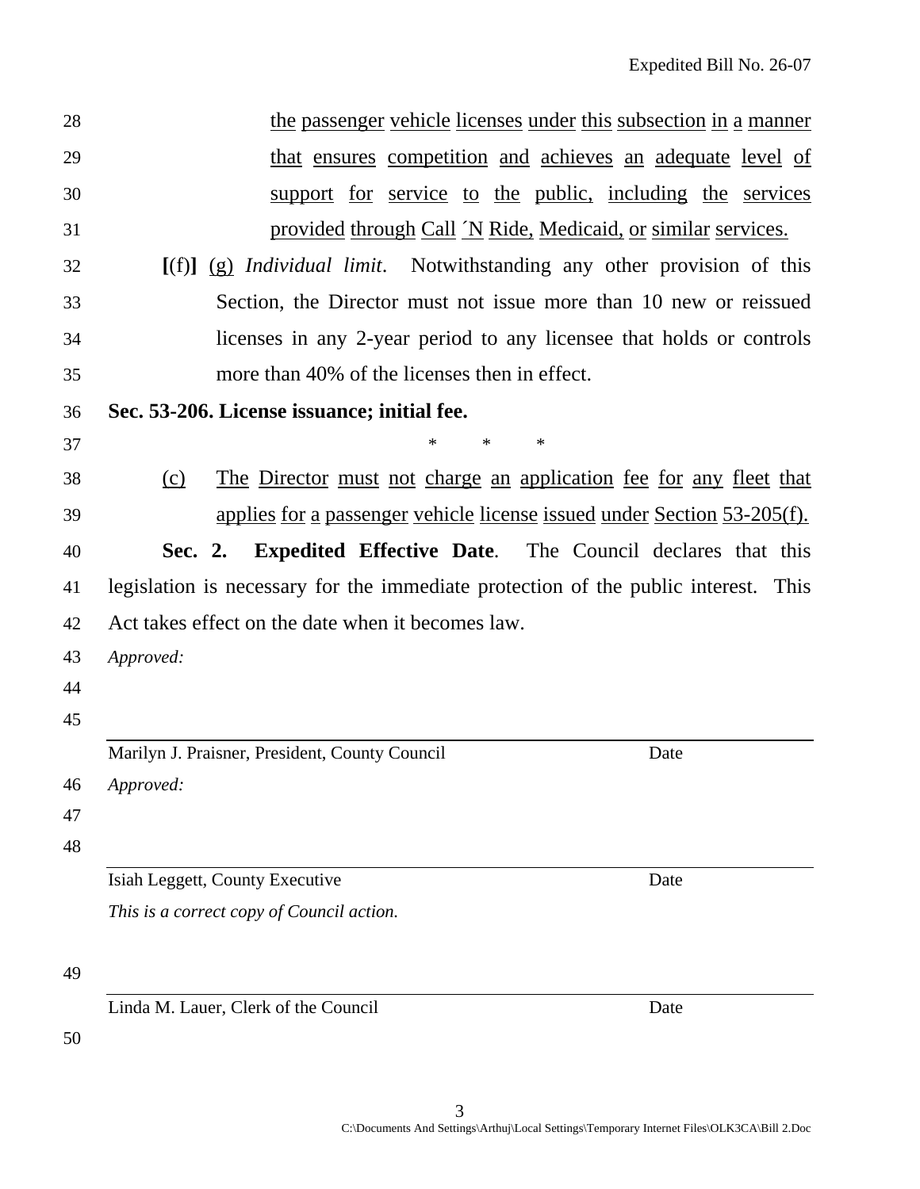the passenger vehicle licenses under this subsection in a manner that ensures competition and achieves an adequate level of support for service to the public, including the services provided through Call ´N Ride, Medicaid, or similar services.

**[**(f)**]** (g) *Individual limit*. Notwithstanding any other provision of this Section, the Director must not issue more than 10 new or reissued licenses in any 2-year period to any licensee that holds or controls more than 40% of the licenses then in effect.

**Sec. 53-206. License issuance; initial fee.**

\* \* \*

(c) The Director must not charge an application fee for any fleet that applies for a passenger vehicle license issued under Section 53-205(f).

**Sec. 2. Expedited Effective Date**. The Council declares that this legislation is necessary for the immediate protection of the public interest. This Act takes effect on the date when it becomes law.

*Approved:*

Marilyn J. Praisner, President, County Council — Date

*Approved:*

Isiah Leggett, County Executive — Date

*This is a correct copy of Council action.*

Linda M. Lauer, Clerk of the Council — Date